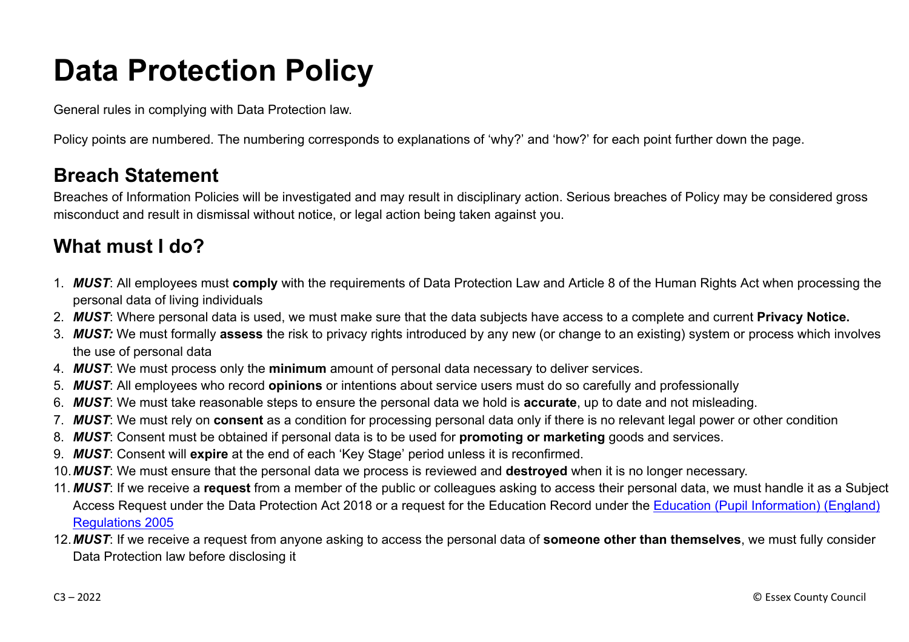# Data Protection Policy

General rules in complying with Data Protection law.

Policy points are numbered. The numbering corresponds to explanations of 'why?' and 'how?' for each point further down the page.

## Breach Statement

Breaches of Information Policies will be investigated and may result in disciplinary action. Serious breaches of Policy may be considered gross misconduct and result in dismissal without notice, or legal action being taken against you.

## What must I do?

1. ***MUST***: All employees must **comply** with the requirements of Data Protection Law and Article 8 of the Human Rights Act when processing the personal data of living individuals
2. ***MUST***: Where personal data is used, we must make sure that the data subjects have access to a complete and current **Privacy Notice.**
3. ***MUST:*** We must formally **assess** the risk to privacy rights introduced by any new (or change to an existing) system or process which involves the use of personal data
4. ***MUST***: We must process only the **minimum** amount of personal data necessary to deliver services.
5. ***MUST***: All employees who record **opinions** or intentions about service users must do so carefully and professionally
6. ***MUST***: We must take reasonable steps to ensure the personal data we hold is **accurate**, up to date and not misleading.
7. ***MUST***: We must rely on **consent** as a condition for processing personal data only if there is no relevant legal power or other condition
8. ***MUST***: Consent must be obtained if personal data is to be used for **promoting or marketing** goods and services.
9. ***MUST***: Consent will **expire** at the end of each 'Key Stage' period unless it is reconfirmed.
10. ***MUST***: We must ensure that the personal data we process is reviewed and **destroyed** when it is no longer necessary.
11. ***MUST***: If we receive a **request** from a member of the public or colleagues asking to access their personal data, we must handle it as a Subject Access Request under the Data Protection Act 2018 or a request for the Education Record under the [Education (Pupil Information) (England) Regulations 2005]()
12. ***MUST***: If we receive a request from anyone asking to access the personal data of **someone other than themselves**, we must fully consider Data Protection law before disclosing it

C3 – 2022 © Essex County Council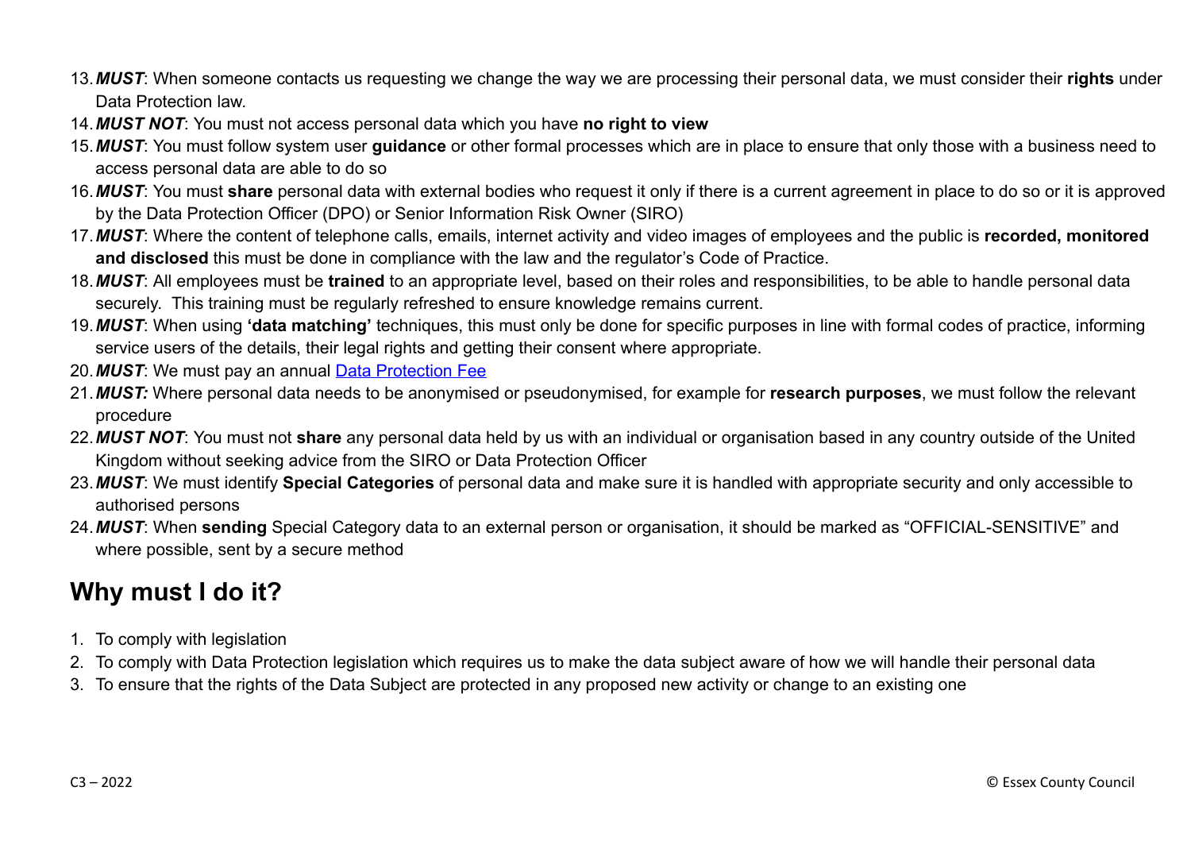13. ***MUST***: When someone contacts us requesting we change the way we are processing their personal data, we must consider their **rights** under Data Protection law.
14. ***MUST NOT***: You must not access personal data which you have **no right to view**
15. ***MUST***: You must follow system user **guidance** or other formal processes which are in place to ensure that only those with a business need to access personal data are able to do so
16. ***MUST***: You must **share** personal data with external bodies who request it only if there is a current agreement in place to do so or it is approved by the Data Protection Officer (DPO) or Senior Information Risk Owner (SIRO)
17. ***MUST***: Where the content of telephone calls, emails, internet activity and video images of employees and the public is **recorded, monitored and disclosed** this must be done in compliance with the law and the regulator's Code of Practice.
18. ***MUST***: All employees must be **trained** to an appropriate level, based on their roles and responsibilities, to be able to handle personal data securely. This training must be regularly refreshed to ensure knowledge remains current.
19. ***MUST***: When using **'data matching'** techniques, this must only be done for specific purposes in line with formal codes of practice, informing service users of the details, their legal rights and getting their consent where appropriate.
20. ***MUST***: We must pay an annual [Data Protection Fee]
21. ***MUST:*** Where personal data needs to be anonymised or pseudonymised, for example for **research purposes**, we must follow the relevant procedure
22. ***MUST NOT***: You must not **share** any personal data held by us with an individual or organisation based in any country outside of the United Kingdom without seeking advice from the SIRO or Data Protection Officer
23. ***MUST***: We must identify **Special Categories** of personal data and make sure it is handled with appropriate security and only accessible to authorised persons
24. ***MUST***: When **sending** Special Category data to an external person or organisation, it should be marked as "OFFICIAL-SENSITIVE" and where possible, sent by a secure method

## Why must I do it?

1. To comply with legislation
2. To comply with Data Protection legislation which requires us to make the data subject aware of how we will handle their personal data
3. To ensure that the rights of the Data Subject are protected in any proposed new activity or change to an existing one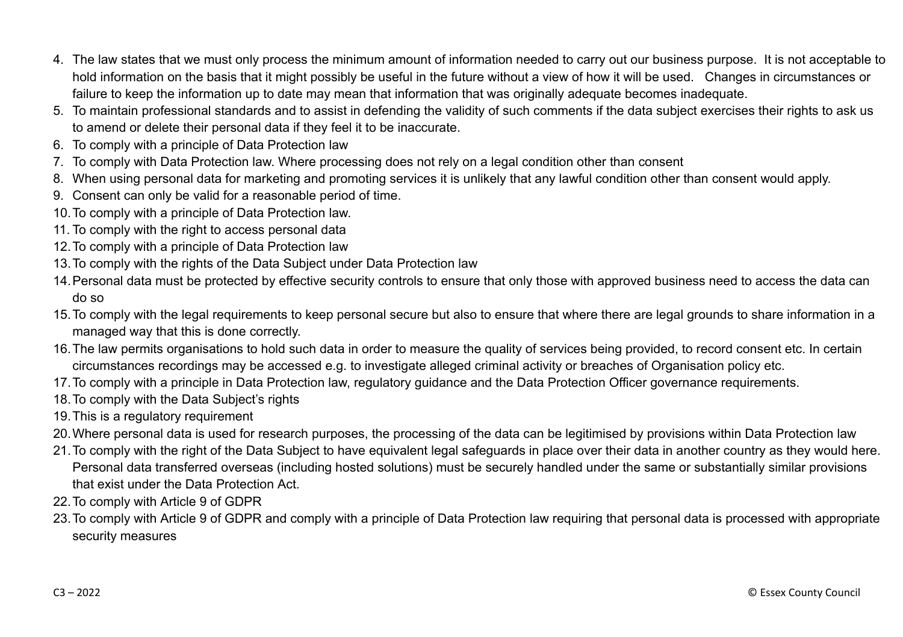4. The law states that we must only process the minimum amount of information needed to carry out our business purpose. It is not acceptable to hold information on the basis that it might possibly be useful in the future without a view of how it will be used. Changes in circumstances or failure to keep the information up to date may mean that information that was originally adequate becomes inadequate.
5. To maintain professional standards and to assist in defending the validity of such comments if the data subject exercises their rights to ask us to amend or delete their personal data if they feel it to be inaccurate.
6. To comply with a principle of Data Protection law
7. To comply with Data Protection law. Where processing does not rely on a legal condition other than consent
8. When using personal data for marketing and promoting services it is unlikely that any lawful condition other than consent would apply.
9. Consent can only be valid for a reasonable period of time.
10. To comply with a principle of Data Protection law.
11. To comply with the right to access personal data
12. To comply with a principle of Data Protection law
13. To comply with the rights of the Data Subject under Data Protection law
14. Personal data must be protected by effective security controls to ensure that only those with approved business need to access the data can do so
15. To comply with the legal requirements to keep personal secure but also to ensure that where there are legal grounds to share information in a managed way that this is done correctly.
16. The law permits organisations to hold such data in order to measure the quality of services being provided, to record consent etc. In certain circumstances recordings may be accessed e.g. to investigate alleged criminal activity or breaches of Organisation policy etc.
17. To comply with a principle in Data Protection law, regulatory guidance and the Data Protection Officer governance requirements.
18. To comply with the Data Subject's rights
19. This is a regulatory requirement
20. Where personal data is used for research purposes, the processing of the data can be legitimised by provisions within Data Protection law
21. To comply with the right of the Data Subject to have equivalent legal safeguards in place over their data in another country as they would here. Personal data transferred overseas (including hosted solutions) must be securely handled under the same or substantially similar provisions that exist under the Data Protection Act.
22. To comply with Article 9 of GDPR
23. To comply with Article 9 of GDPR and comply with a principle of Data Protection law requiring that personal data is processed with appropriate security measures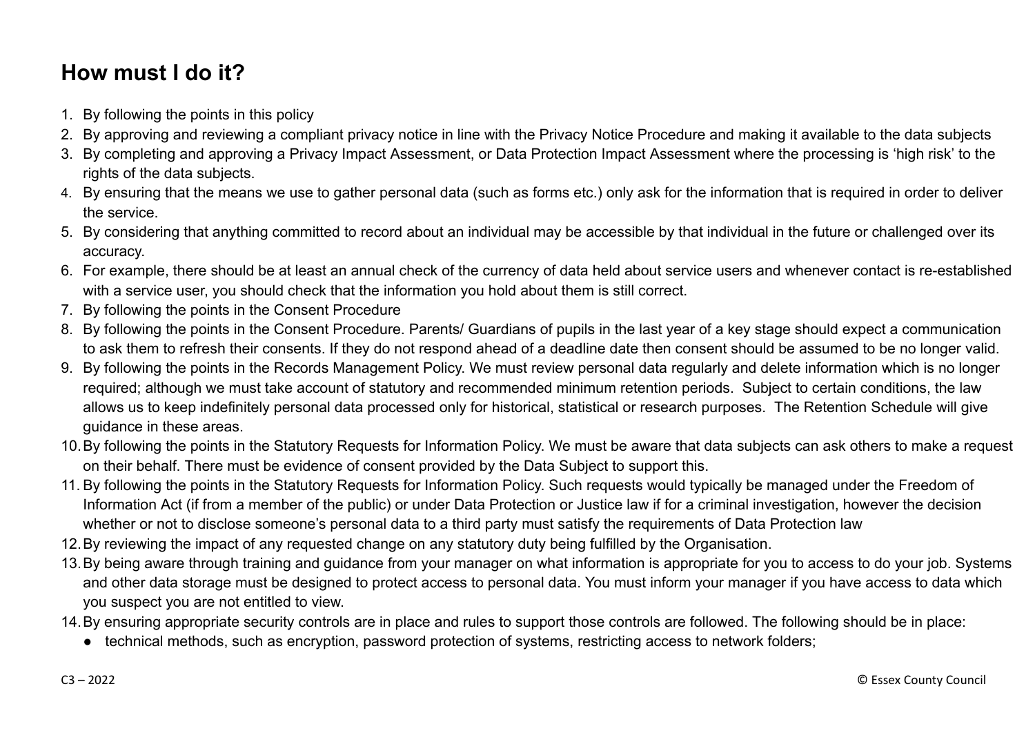## How must I do it?

1. By following the points in this policy
2. By approving and reviewing a compliant privacy notice in line with the Privacy Notice Procedure and making it available to the data subjects
3. By completing and approving a Privacy Impact Assessment, or Data Protection Impact Assessment where the processing is 'high risk' to the rights of the data subjects.
4. By ensuring that the means we use to gather personal data (such as forms etc.) only ask for the information that is required in order to deliver the service.
5. By considering that anything committed to record about an individual may be accessible by that individual in the future or challenged over its accuracy.
6. For example, there should be at least an annual check of the currency of data held about service users and whenever contact is re-established with a service user, you should check that the information you hold about them is still correct.
7. By following the points in the Consent Procedure
8. By following the points in the Consent Procedure. Parents/ Guardians of pupils in the last year of a key stage should expect a communication to ask them to refresh their consents. If they do not respond ahead of a deadline date then consent should be assumed to be no longer valid.
9. By following the points in the Records Management Policy. We must review personal data regularly and delete information which is no longer required; although we must take account of statutory and recommended minimum retention periods. Subject to certain conditions, the law allows us to keep indefinitely personal data processed only for historical, statistical or research purposes. The Retention Schedule will give guidance in these areas.
10. By following the points in the Statutory Requests for Information Policy. We must be aware that data subjects can ask others to make a request on their behalf. There must be evidence of consent provided by the Data Subject to support this.
11. By following the points in the Statutory Requests for Information Policy. Such requests would typically be managed under the Freedom of Information Act (if from a member of the public) or under Data Protection or Justice law if for a criminal investigation, however the decision whether or not to disclose someone's personal data to a third party must satisfy the requirements of Data Protection law
12. By reviewing the impact of any requested change on any statutory duty being fulfilled by the Organisation.
13. By being aware through training and guidance from your manager on what information is appropriate for you to access to do your job. Systems and other data storage must be designed to protect access to personal data. You must inform your manager if you have access to data which you suspect you are not entitled to view.
14. By ensuring appropriate security controls are in place and rules to support those controls are followed. The following should be in place:
    - technical methods, such as encryption, password protection of systems, restricting access to network folders;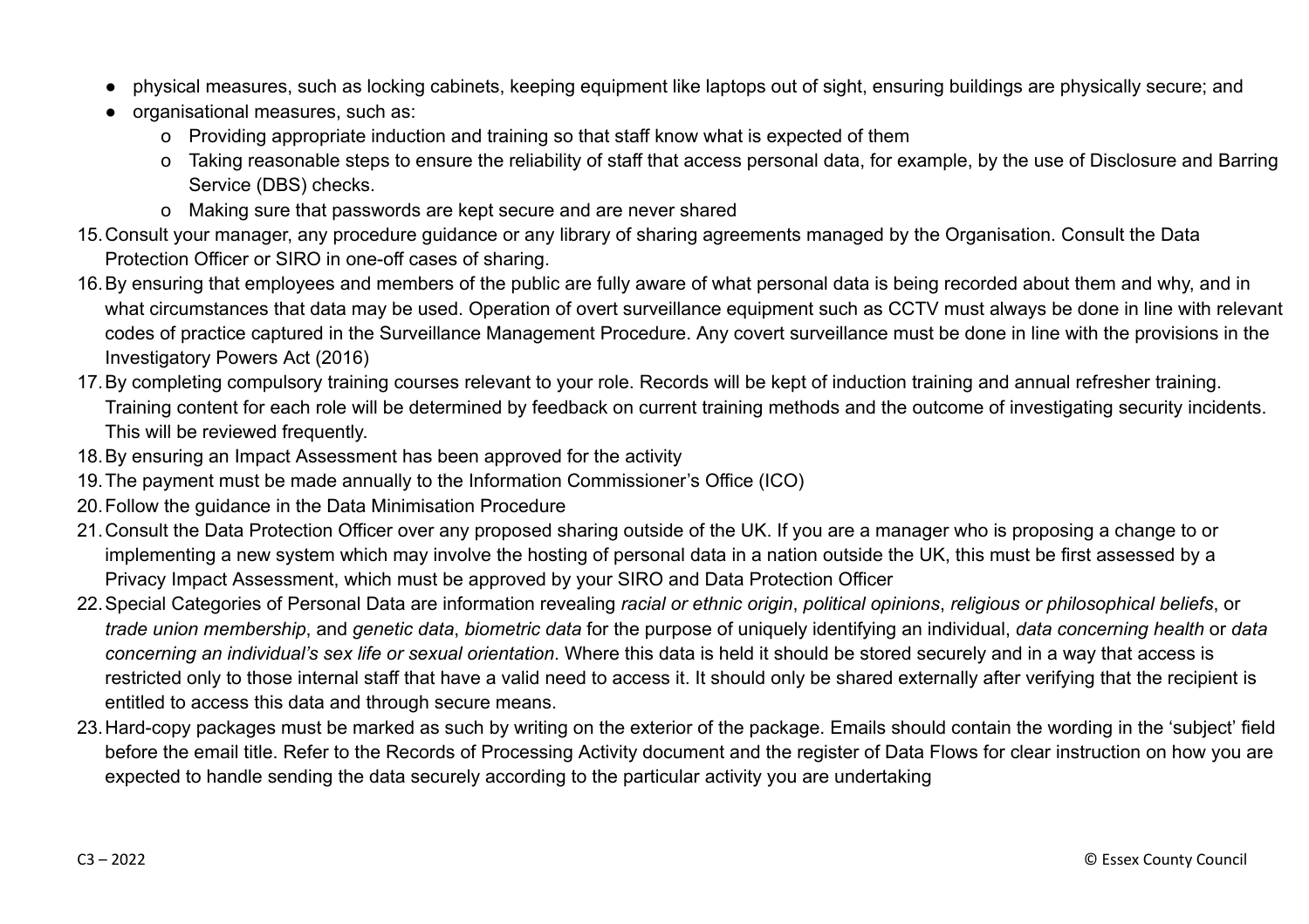- physical measures, such as locking cabinets, keeping equipment like laptops out of sight, ensuring buildings are physically secure; and
- organisational measures, such as:
  - Providing appropriate induction and training so that staff know what is expected of them
  - Taking reasonable steps to ensure the reliability of staff that access personal data, for example, by the use of Disclosure and Barring Service (DBS) checks.
  - Making sure that passwords are kept secure and are never shared

15. Consult your manager, any procedure guidance or any library of sharing agreements managed by the Organisation. Consult the Data Protection Officer or SIRO in one-off cases of sharing.
16. By ensuring that employees and members of the public are fully aware of what personal data is being recorded about them and why, and in what circumstances that data may be used. Operation of overt surveillance equipment such as CCTV must always be done in line with relevant codes of practice captured in the Surveillance Management Procedure. Any covert surveillance must be done in line with the provisions in the Investigatory Powers Act (2016)
17. By completing compulsory training courses relevant to your role. Records will be kept of induction training and annual refresher training. Training content for each role will be determined by feedback on current training methods and the outcome of investigating security incidents. This will be reviewed frequently.
18. By ensuring an Impact Assessment has been approved for the activity
19. The payment must be made annually to the Information Commissioner's Office (ICO)
20. Follow the guidance in the Data Minimisation Procedure
21. Consult the Data Protection Officer over any proposed sharing outside of the UK. If you are a manager who is proposing a change to or implementing a new system which may involve the hosting of personal data in a nation outside the UK, this must be first assessed by a Privacy Impact Assessment, which must be approved by your SIRO and Data Protection Officer
22. Special Categories of Personal Data are information revealing *racial or ethnic origin*, *political opinions*, *religious or philosophical beliefs*, or *trade union membership*, and *genetic data*, *biometric data* for the purpose of uniquely identifying an individual, *data concerning health* or *data concerning an individual's sex life or sexual orientation*. Where this data is held it should be stored securely and in a way that access is restricted only to those internal staff that have a valid need to access it. It should only be shared externally after verifying that the recipient is entitled to access this data and through secure means.
23. Hard-copy packages must be marked as such by writing on the exterior of the package. Emails should contain the wording in the 'subject' field before the email title. Refer to the Records of Processing Activity document and the register of Data Flows for clear instruction on how you are expected to handle sending the data securely according to the particular activity you are undertaking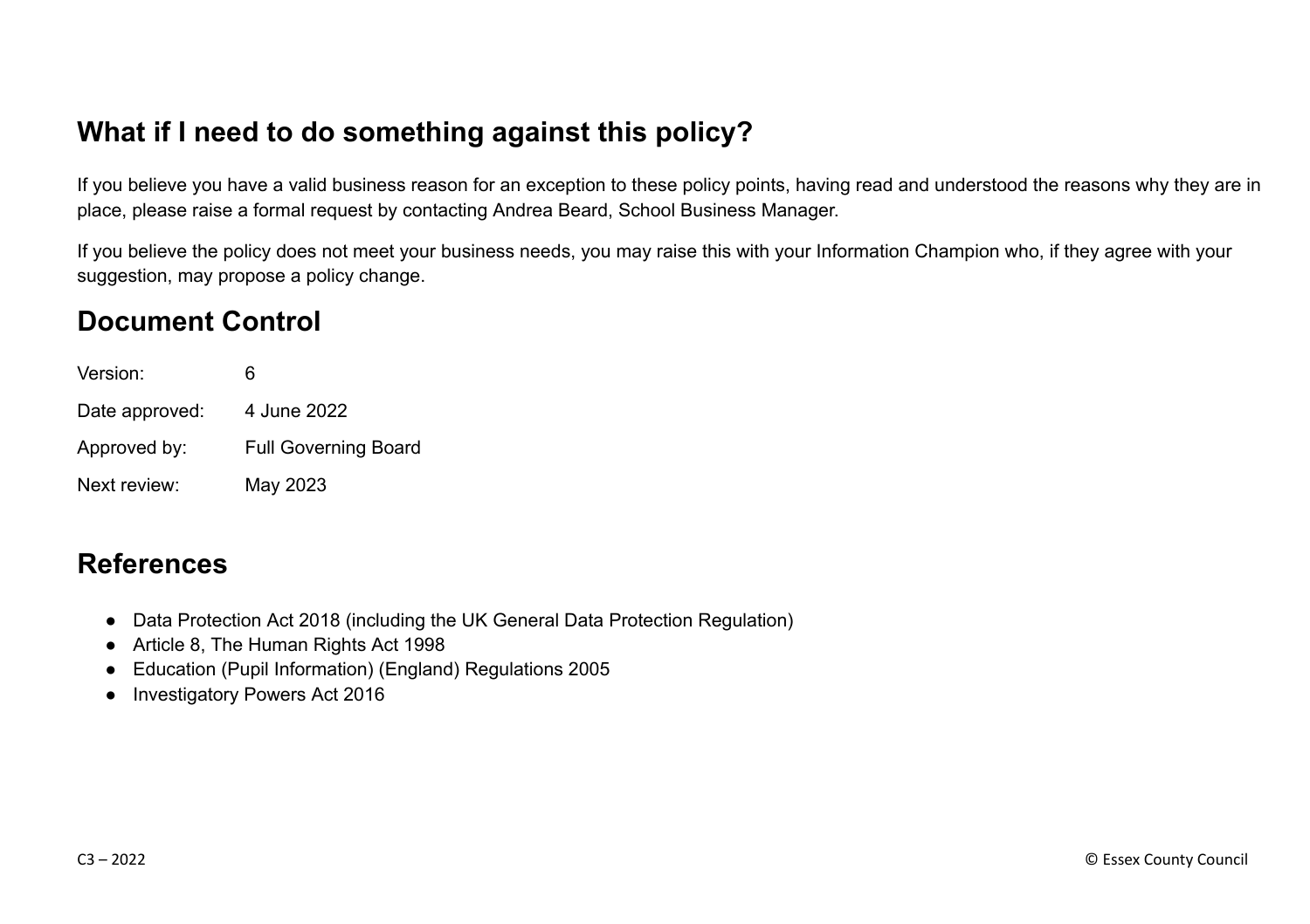## What if I need to do something against this policy?

If you believe you have a valid business reason for an exception to these policy points, having read and understood the reasons why they are in place, please raise a formal request by contacting Andrea Beard, School Business Manager.

If you believe the policy does not meet your business needs, you may raise this with your Information Champion who, if they agree with your suggestion, may propose a policy change.

## Document Control

| | |
|---|---|
| Version: | 6 |
| Date approved: | 4 June 2022 |
| Approved by: | Full Governing Board |
| Next review: | May 2023 |

## References

- Data Protection Act 2018 (including the UK General Data Protection Regulation)
- Article 8, The Human Rights Act 1998
- Education (Pupil Information) (England) Regulations 2005
- Investigatory Powers Act 2016